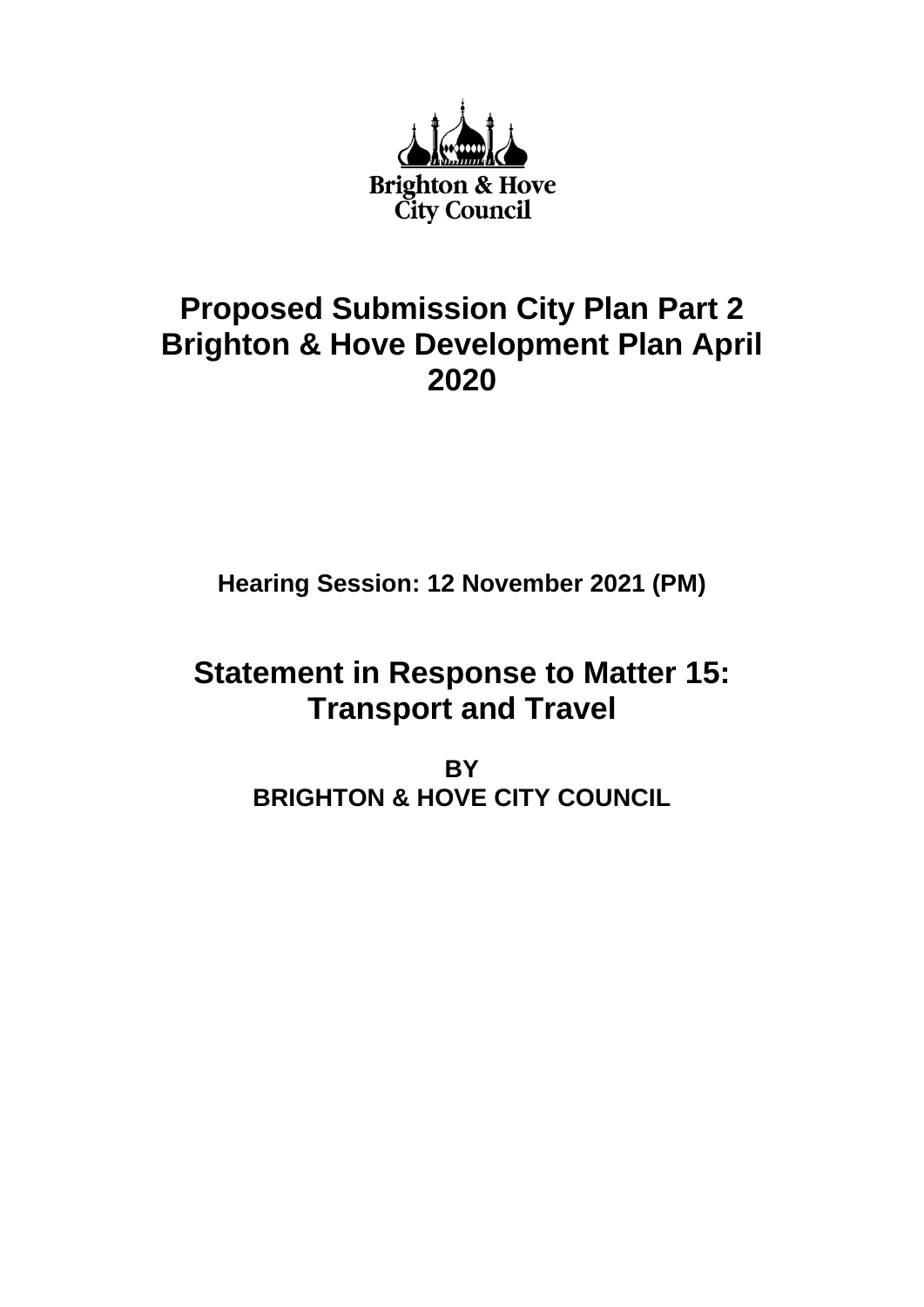Brighton & Hove City Council

# Proposed Submission City Plan Part 2 Brighton & Hove Development Plan April 2020

**Hearing Session: 12 November 2021 (PM)**

# Statement in Response to Matter 15: Transport and Travel

**BY**
**BRIGHTON & HOVE CITY COUNCIL**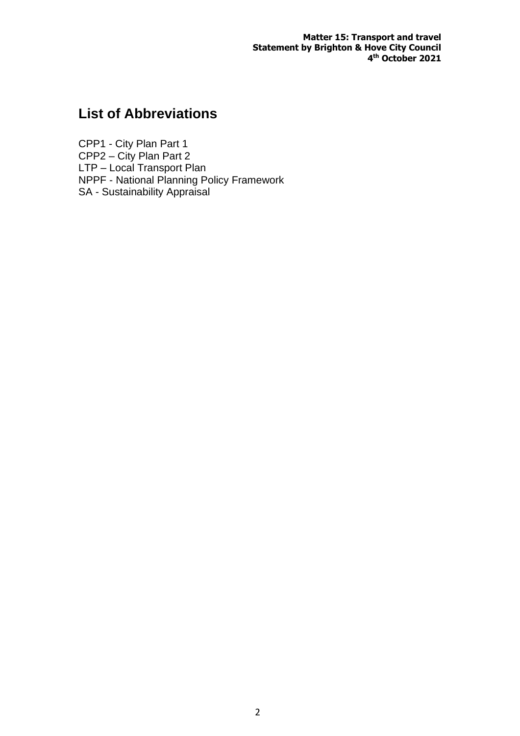## List of Abbreviations

CPP1 - City Plan Part 1
CPP2 – City Plan Part 2
LTP – Local Transport Plan
NPPF - National Planning Policy Framework
SA - Sustainability Appraisal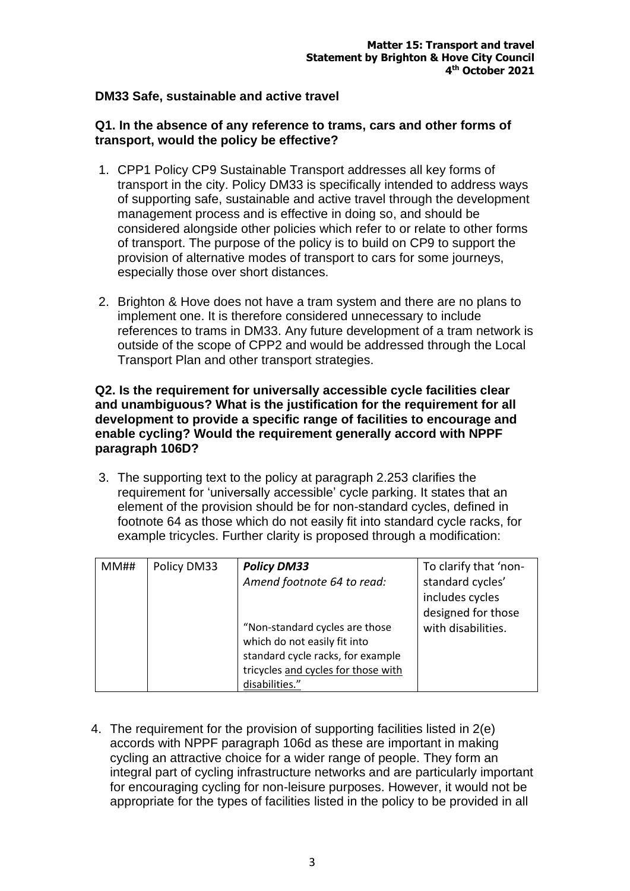### DM33 Safe, sustainable and active travel

**Q1. In the absence of any reference to trams, cars and other forms of transport, would the policy be effective?**

1. CPP1 Policy CP9 Sustainable Transport addresses all key forms of transport in the city. Policy DM33 is specifically intended to address ways of supporting safe, sustainable and active travel through the development management process and is effective in doing so, and should be considered alongside other policies which refer to or relate to other forms of transport. The purpose of the policy is to build on CP9 to support the provision of alternative modes of transport to cars for some journeys, especially those over short distances.

2. Brighton & Hove does not have a tram system and there are no plans to implement one. It is therefore considered unnecessary to include references to trams in DM33. Any future development of a tram network is outside of the scope of CPP2 and would be addressed through the Local Transport Plan and other transport strategies.

**Q2. Is the requirement for universally accessible cycle facilities clear and unambiguous? What is the justification for the requirement for all development to provide a specific range of facilities to encourage and enable cycling? Would the requirement generally accord with NPPF paragraph 106D?**

3. The supporting text to the policy at paragraph 2.253 clarifies the requirement for 'universally accessible' cycle parking. It states that an element of the provision should be for non-standard cycles, defined in footnote 64 as those which do not easily fit into standard cycle racks, for example tricycles. Further clarity is proposed through a modification:

| MM## | Policy DM33 | ***Policy DM33***<br>*Amend footnote 64 to read:*<br><br>"Non-standard cycles are those which do not easily fit into standard cycle racks, for example tricycles <u>and cycles for those with disabilities</u>." | To clarify that 'non-standard cycles' includes cycles designed for those with disabilities. |
|---|---|---|---|

4. The requirement for the provision of supporting facilities listed in 2(e) accords with NPPF paragraph 106d as these are important in making cycling an attractive choice for a wider range of people. They form an integral part of cycling infrastructure networks and are particularly important for encouraging cycling for non-leisure purposes. However, it would not be appropriate for the types of facilities listed in the policy to be provided in all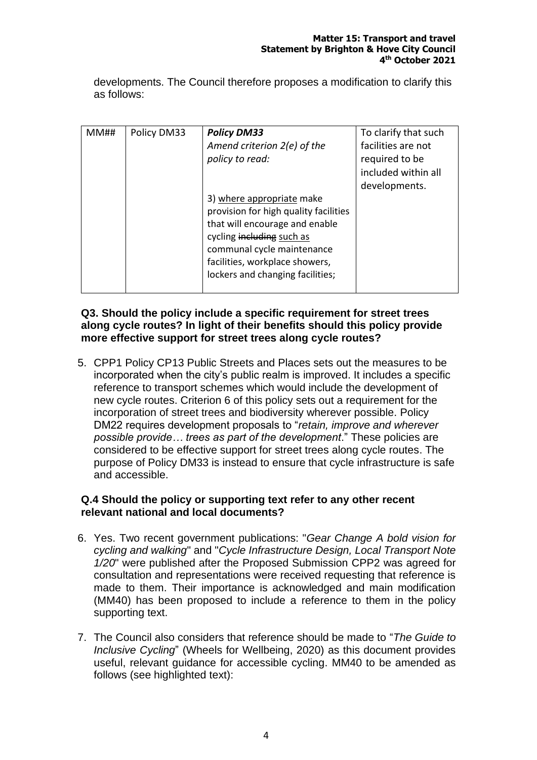developments. The Council therefore proposes a modification to clarify this as follows:

| MM## | Policy DM33 | ***Policy DM33*** *Amend criterion 2(e) of the policy to read:* 3) <u>where appropriate</u> make provision for high quality facilities that will encourage and enable cycling ~~including~~ <u>such as</u> communal cycle maintenance facilities, workplace showers, lockers and changing facilities; | To clarify that such facilities are not required to be included within all developments. |
|---|---|---|---|

**Q3. Should the policy include a specific requirement for street trees along cycle routes? In light of their benefits should this policy provide more effective support for street trees along cycle routes?**

5. CPP1 Policy CP13 Public Streets and Places sets out the measures to be incorporated when the city's public realm is improved. It includes a specific reference to transport schemes which would include the development of new cycle routes. Criterion 6 of this policy sets out a requirement for the incorporation of street trees and biodiversity wherever possible. Policy DM22 requires development proposals to "*retain, improve and wherever possible provide… trees as part of the development*." These policies are considered to be effective support for street trees along cycle routes. The purpose of Policy DM33 is instead to ensure that cycle infrastructure is safe and accessible.

**Q.4 Should the policy or supporting text refer to any other recent relevant national and local documents?**

6. Yes. Two recent government publications: "*Gear Change A bold vision for cycling and walking*" and "*Cycle Infrastructure Design, Local Transport Note 1/20*" were published after the Proposed Submission CPP2 was agreed for consultation and representations were received requesting that reference is made to them. Their importance is acknowledged and main modification (MM40) has been proposed to include a reference to them in the policy supporting text.

7. The Council also considers that reference should be made to "*The Guide to Inclusive Cycling*" (Wheels for Wellbeing, 2020) as this document provides useful, relevant guidance for accessible cycling. MM40 to be amended as follows (see highlighted text):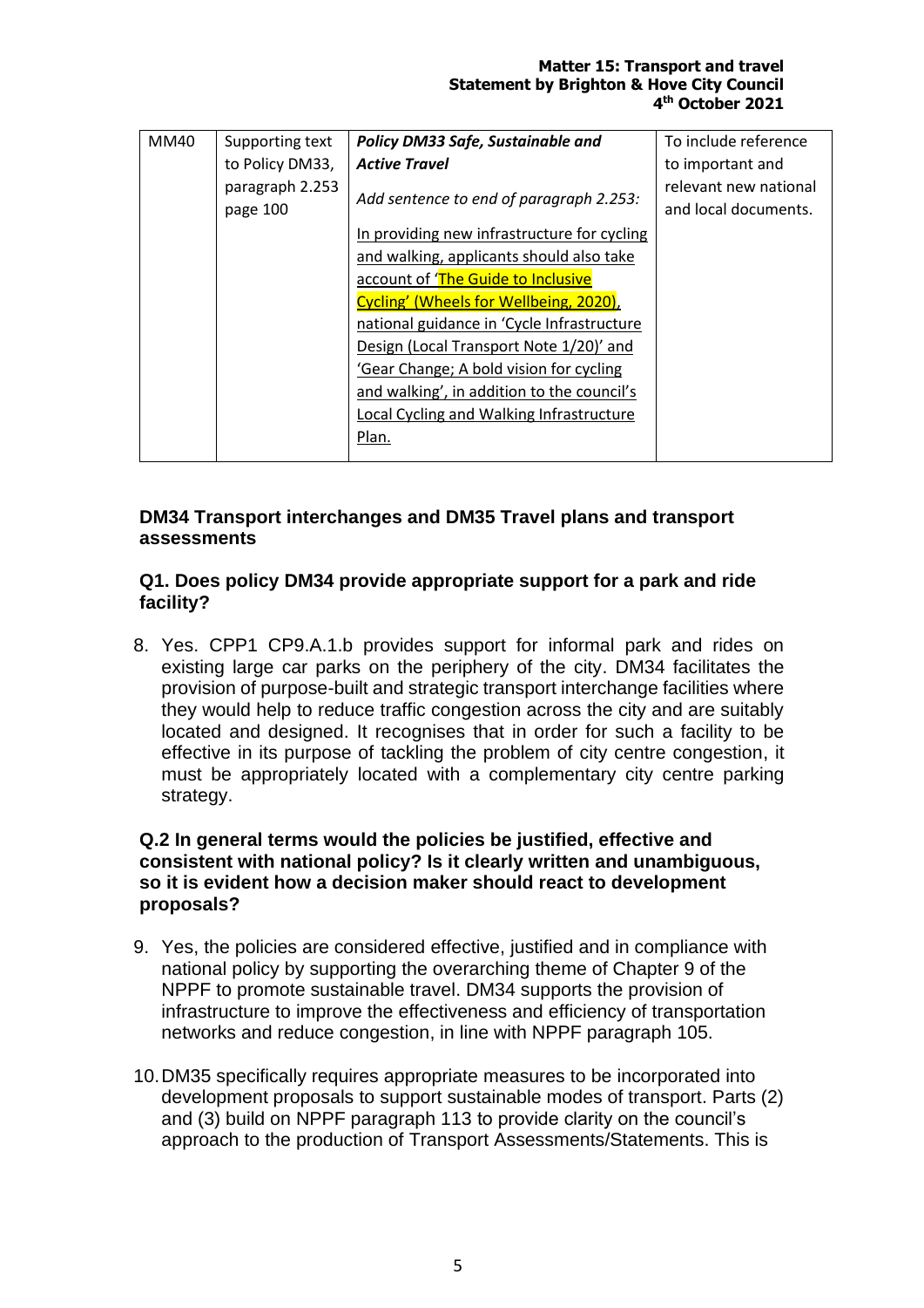| MM40 | Supporting text to Policy DM33, paragraph 2.253 page 100 | ***Policy DM33 Safe, Sustainable and Active Travel***<br><br>*Add sentence to end of paragraph 2.253:*<br><br>In providing new infrastructure for cycling and walking, applicants should also take account of 'The Guide to Inclusive Cycling' (Wheels for Wellbeing, 2020), national guidance in 'Cycle Infrastructure Design (Local Transport Note 1/20)' and 'Gear Change; A bold vision for cycling and walking', in addition to the council's Local Cycling and Walking Infrastructure Plan. | To include reference to important and relevant new national and local documents. |
|---|---|---|---|

### DM34 Transport interchanges and DM35 Travel plans and transport assessments

### Q1. Does policy DM34 provide appropriate support for a park and ride facility?

8. Yes. CPP1 CP9.A.1.b provides support for informal park and rides on existing large car parks on the periphery of the city. DM34 facilitates the provision of purpose-built and strategic transport interchange facilities where they would help to reduce traffic congestion across the city and are suitably located and designed. It recognises that in order for such a facility to be effective in its purpose of tackling the problem of city centre congestion, it must be appropriately located with a complementary city centre parking strategy.

### Q.2 In general terms would the policies be justified, effective and consistent with national policy? Is it clearly written and unambiguous, so it is evident how a decision maker should react to development proposals?

9. Yes, the policies are considered effective, justified and in compliance with national policy by supporting the overarching theme of Chapter 9 of the NPPF to promote sustainable travel. DM34 supports the provision of infrastructure to improve the effectiveness and efficiency of transportation networks and reduce congestion, in line with NPPF paragraph 105.

10. DM35 specifically requires appropriate measures to be incorporated into development proposals to support sustainable modes of transport. Parts (2) and (3) build on NPPF paragraph 113 to provide clarity on the council's approach to the production of Transport Assessments/Statements. This is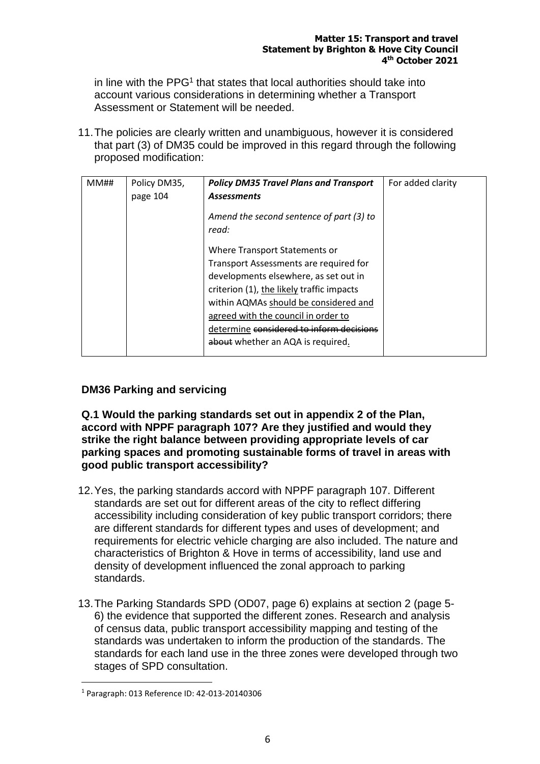in line with the PPG[1] that states that local authorities should take into account various considerations in determining whether a Transport Assessment or Statement will be needed.

11. The policies are clearly written and unambiguous, however it is considered that part (3) of DM35 could be improved in this regard through the following proposed modification:

| MM## | Policy DM35, page 104 | ***Policy DM35 Travel Plans and Transport Assessments***<br><br>*Amend the second sentence of part (3) to read:*<br><br>Where Transport Statements or Transport Assessments are required for developments elsewhere, as set out in criterion (1), <u>the likely</u> traffic impacts within AQMAs <u>should be considered and agreed with the council in order to determine</u> ~~considered to inform decisions about~~ whether an AQA is required<u>.</u> | For added clarity |
|---|---|---|---|

### DM36 Parking and servicing

**Q.1 Would the parking standards set out in appendix 2 of the Plan, accord with NPPF paragraph 107? Are they justified and would they strike the right balance between providing appropriate levels of car parking spaces and promoting sustainable forms of travel in areas with good public transport accessibility?**

12. Yes, the parking standards accord with NPPF paragraph 107. Different standards are set out for different areas of the city to reflect differing accessibility including consideration of key public transport corridors; there are different standards for different types and uses of development; and requirements for electric vehicle charging are also included. The nature and characteristics of Brighton & Hove in terms of accessibility, land use and density of development influenced the zonal approach to parking standards.

13. The Parking Standards SPD (OD07, page 6) explains at section 2 (page 5-6) the evidence that supported the different zones. Research and analysis of census data, public transport accessibility mapping and testing of the standards was undertaken to inform the production of the standards. The standards for each land use in the three zones were developed through two stages of SPD consultation.

[1] Paragraph: 013 Reference ID: 42-013-20140306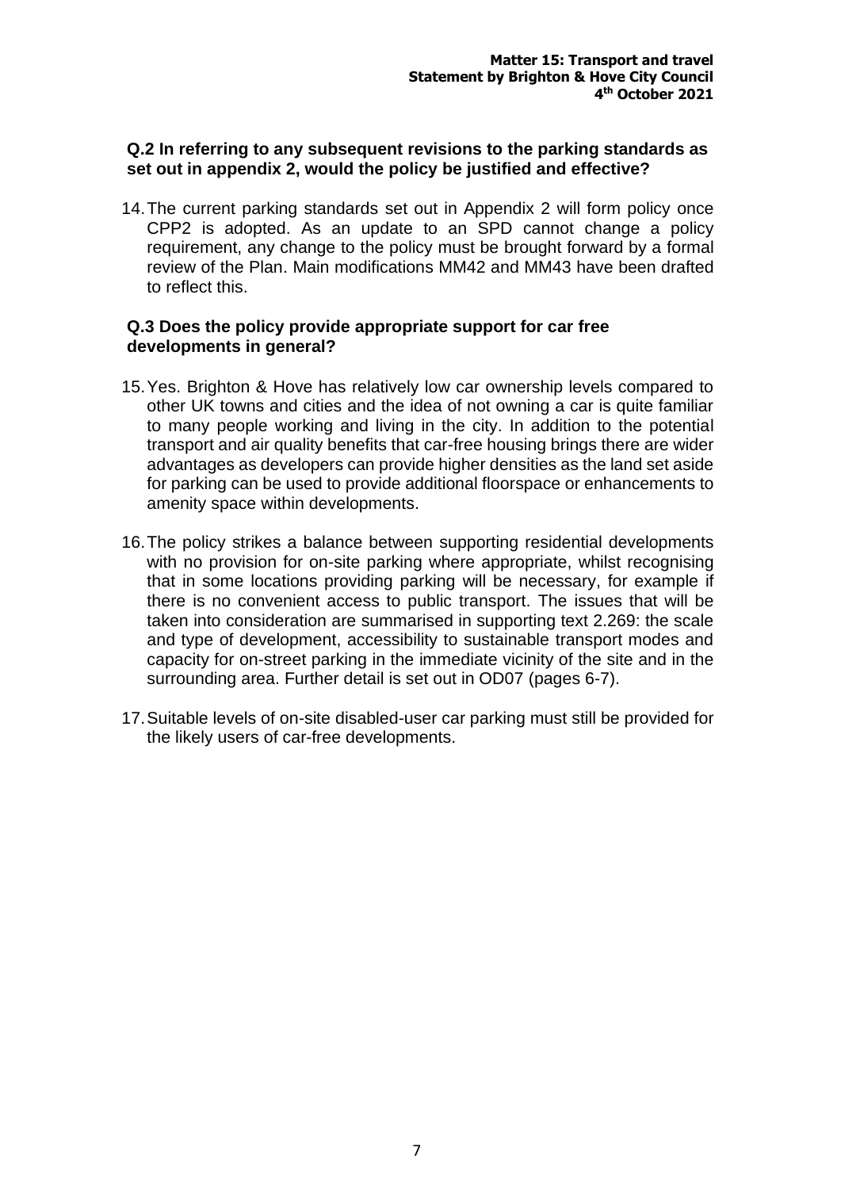**Q.2 In referring to any subsequent revisions to the parking standards as set out in appendix 2, would the policy be justified and effective?**

14. The current parking standards set out in Appendix 2 will form policy once CPP2 is adopted. As an update to an SPD cannot change a policy requirement, any change to the policy must be brought forward by a formal review of the Plan. Main modifications MM42 and MM43 have been drafted to reflect this.

**Q.3 Does the policy provide appropriate support for car free developments in general?**

15. Yes. Brighton & Hove has relatively low car ownership levels compared to other UK towns and cities and the idea of not owning a car is quite familiar to many people working and living in the city. In addition to the potential transport and air quality benefits that car-free housing brings there are wider advantages as developers can provide higher densities as the land set aside for parking can be used to provide additional floorspace or enhancements to amenity space within developments.

16. The policy strikes a balance between supporting residential developments with no provision for on-site parking where appropriate, whilst recognising that in some locations providing parking will be necessary, for example if there is no convenient access to public transport. The issues that will be taken into consideration are summarised in supporting text 2.269: the scale and type of development, accessibility to sustainable transport modes and capacity for on-street parking in the immediate vicinity of the site and in the surrounding area. Further detail is set out in OD07 (pages 6-7).

17. Suitable levels of on-site disabled-user car parking must still be provided for the likely users of car-free developments.